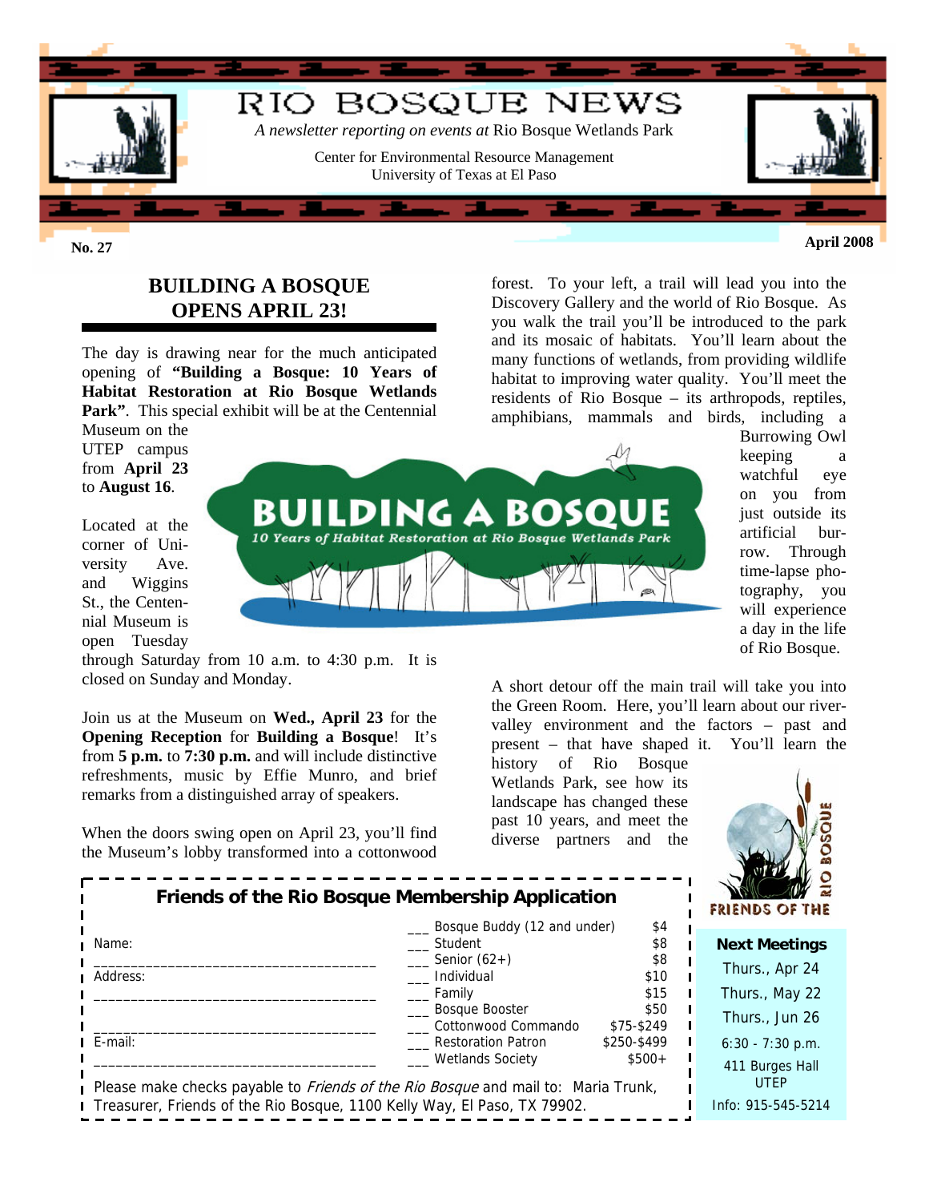# RIO BOSQUE NEWS

*A newsletter reporting on events at* Rio Bosque Wetlands Park

Center for Environmental Resource Management
University of Texas at El Paso

**No. 27** **April 2008**

## BUILDING A BOSQUE OPENS APRIL 23!

The day is drawing near for the much anticipated opening of **"Building a Bosque: 10 Years of Habitat Restoration at Rio Bosque Wetlands Park"**. This special exhibit will be at the Centennial Museum on the UTEP campus from **April 23** to **August 16**.

Located at the corner of University Ave. and Wiggins St., the Centennial Museum is open Tuesday through Saturday from 10 a.m. to 4:30 p.m. It is closed on Sunday and Monday.

BUILDING A BOSQUE

*10 Years of Habitat Restoration at Rio Bosque Wetlands Park*

Join us at the Museum on **Wed., April 23** for the **Opening Reception** for **Building a Bosque**! It's from **5 p.m.** to **7:30 p.m.** and will include distinctive refreshments, music by Effie Munro, and brief remarks from a distinguished array of speakers.

When the doors swing open on April 23, you'll find the Museum's lobby transformed into a cottonwood forest. To your left, a trail will lead you into the Discovery Gallery and the world of Rio Bosque. As you walk the trail you'll be introduced to the park and its mosaic of habitats. You'll learn about the many functions of wetlands, from providing wildlife habitat to improving water quality. You'll meet the residents of Rio Bosque – its arthropods, reptiles, amphibians, mammals and birds, including a Burrowing Owl keeping a watchful eye on you from just outside its artificial burrow. Through time-lapse photography, you will experience a day in the life of Rio Bosque.

A short detour off the main trail will take you into the Green Room. Here, you'll learn about our river-valley environment and the factors – past and present – that have shaped it. You'll learn the history of Rio Bosque Wetlands Park, see how its landscape has changed these past 10 years, and meet the diverse partners and the

### Friends of the Rio Bosque Membership Application

Name: ___________________________________

Address: ___________________________________

___________________________________

E-mail: ___________________________________

| | | |
|---|---|---|
| ___ | Bosque Buddy (12 and under) | $4 |
| ___ | Student | $8 |
| ___ | Senior (62+) | $8 |
| ___ | Individual | $10 |
| ___ | Family | $15 |
| ___ | Bosque Booster | $50 |
| ___ | Cottonwood Commando | $75-$249 |
| ___ | Restoration Patron | $250-$499 |
| ___ | Wetlands Society | $500+ |

Please make checks payable to *Friends of the Rio Bosque* and mail to: Maria Trunk, Treasurer, Friends of the Rio Bosque, 1100 Kelly Way, El Paso, TX 79902.

FRIENDS OF THE RIO BOSQUE

**Next Meetings**

Thurs., Apr 24

Thurs., May 22

Thurs., Jun 26

6:30 - 7:30 p.m.

411 Burges Hall
UTEP

Info: 915-545-5214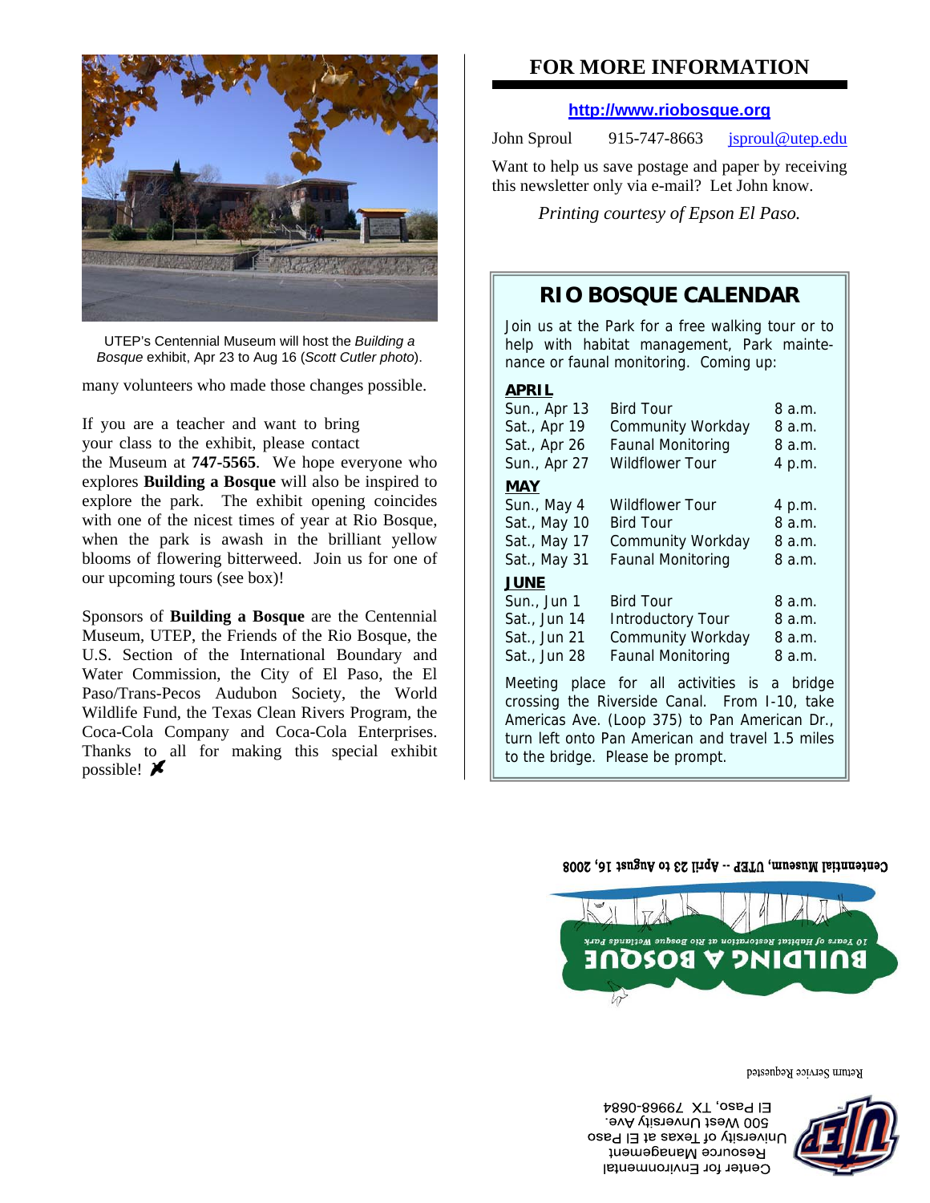UTEP's Centennial Museum will host the *Building a Bosque* exhibit, Apr 23 to Aug 16 (*Scott Cutler photo*).

many volunteers who made those changes possible.

If you are a teacher and want to bring your class to the exhibit, please contact the Museum at **747-5565**. We hope everyone who explores **Building a Bosque** will also be inspired to explore the park. The exhibit opening coincides with one of the nicest times of year at Rio Bosque, when the park is awash in the brilliant yellow blooms of flowering bitterweed. Join us for one of our upcoming tours (see box)!

Sponsors of **Building a Bosque** are the Centennial Museum, UTEP, the Friends of the Rio Bosque, the U.S. Section of the International Boundary and Water Commission, the City of El Paso, the El Paso/Trans-Pecos Audubon Society, the World Wildlife Fund, the Texas Clean Rivers Program, the Coca-Cola Company and Coca-Cola Enterprises. Thanks to all for making this special exhibit possible!

## FOR MORE INFORMATION

**http://www.riobosque.org**

John Sproul 915-747-8663 jsproul@utep.edu

Want to help us save postage and paper by receiving this newsletter only via e-mail? Let John know.

*Printing courtesy of Epson El Paso.*

## RIO BOSQUE CALENDAR

Join us at the Park for a free walking tour or to help with habitat management, Park maintenance or faunal monitoring. Coming up:

**APRIL**

| | | |
|---|---|---|
| Sun., Apr 13 | Bird Tour | 8 a.m. |
| Sat., Apr 19 | Community Workday | 8 a.m. |
| Sat., Apr 26 | Faunal Monitoring | 8 a.m. |
| Sun., Apr 27 | Wildflower Tour | 4 p.m. |
| **MAY** | | |
| Sun., May 4 | Wildflower Tour | 4 p.m. |
| Sat., May 10 | Bird Tour | 8 a.m. |
| Sat., May 17 | Community Workday | 8 a.m. |
| Sat., May 31 | Faunal Monitoring | 8 a.m. |
| **JUNE** | | |
| Sun., Jun 1 | Bird Tour | 8 a.m. |
| Sat., Jun 14 | Introductory Tour | 8 a.m. |
| Sat., Jun 21 | Community Workday | 8 a.m. |
| Sat., Jun 28 | Faunal Monitoring | 8 a.m. |

Meeting place for all activities is a bridge crossing the Riverside Canal. From I-10, take Americas Ave. (Loop 375) to Pan American Dr., turn left onto Pan American and travel 1.5 miles to the bridge. Please be prompt.

Centennial Museum, UTEP -- April 23 to August 16, 2008

BUILDING A BOSQUE

10 Years of Habitat Restoration at Rio Bosque Wetlands Park

Return Service Requested

Center for Environmental Resource Management
University of Texas at El Paso
500 West University Ave.
El Paso, TX 79968-0684